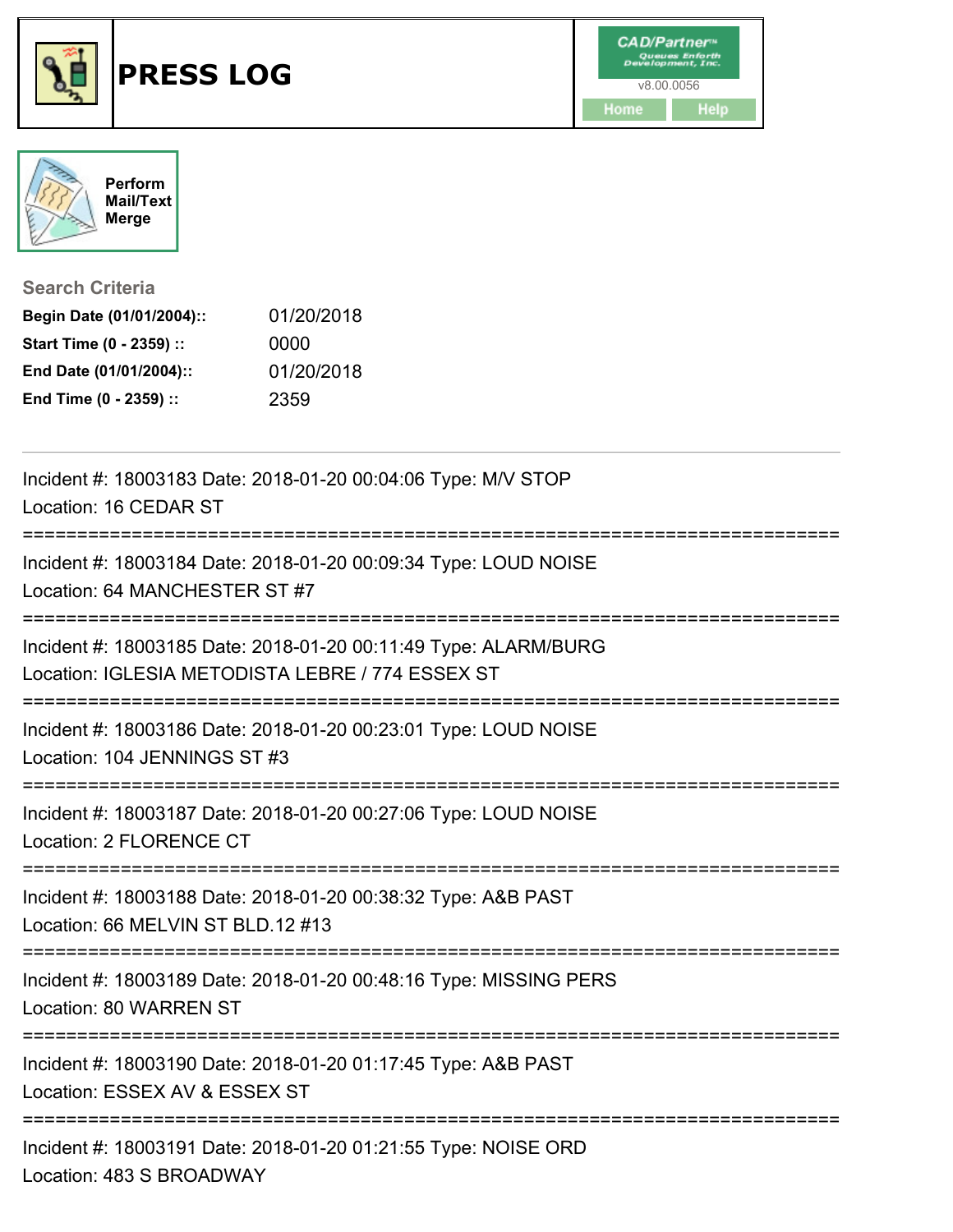# PRESS LOG

CAD/Partner™
v8.00.0056

Home | Help

Perform Mail/Text Merge

## Search Criteria

**Begin Date (01/01/2004)::** 01/20/2018
**Start Time (0 - 2359) ::** 0000
**End Date (01/01/2004)::** 01/20/2018
**End Time (0 - 2359) ::** 2359

---

Incident #: 18003183 Date: 2018-01-20 00:04:06 Type: M/V STOP
Location: 16 CEDAR ST

===========================================================================

Incident #: 18003184 Date: 2018-01-20 00:09:34 Type: LOUD NOISE
Location: 64 MANCHESTER ST #7

===========================================================================

Incident #: 18003185 Date: 2018-01-20 00:11:49 Type: ALARM/BURG
Location: IGLESIA METODISTA LEBRE / 774 ESSEX ST

===========================================================================

Incident #: 18003186 Date: 2018-01-20 00:23:01 Type: LOUD NOISE
Location: 104 JENNINGS ST #3

===========================================================================

Incident #: 18003187 Date: 2018-01-20 00:27:06 Type: LOUD NOISE
Location: 2 FLORENCE CT

===========================================================================

Incident #: 18003188 Date: 2018-01-20 00:38:32 Type: A&B PAST
Location: 66 MELVIN ST BLD.12 #13

===========================================================================

Incident #: 18003189 Date: 2018-01-20 00:48:16 Type: MISSING PERS
Location: 80 WARREN ST

===========================================================================

Incident #: 18003190 Date: 2018-01-20 01:17:45 Type: A&B PAST
Location: ESSEX AV & ESSEX ST

===========================================================================

Incident #: 18003191 Date: 2018-01-20 01:21:55 Type: NOISE ORD
Location: 483 S BROADWAY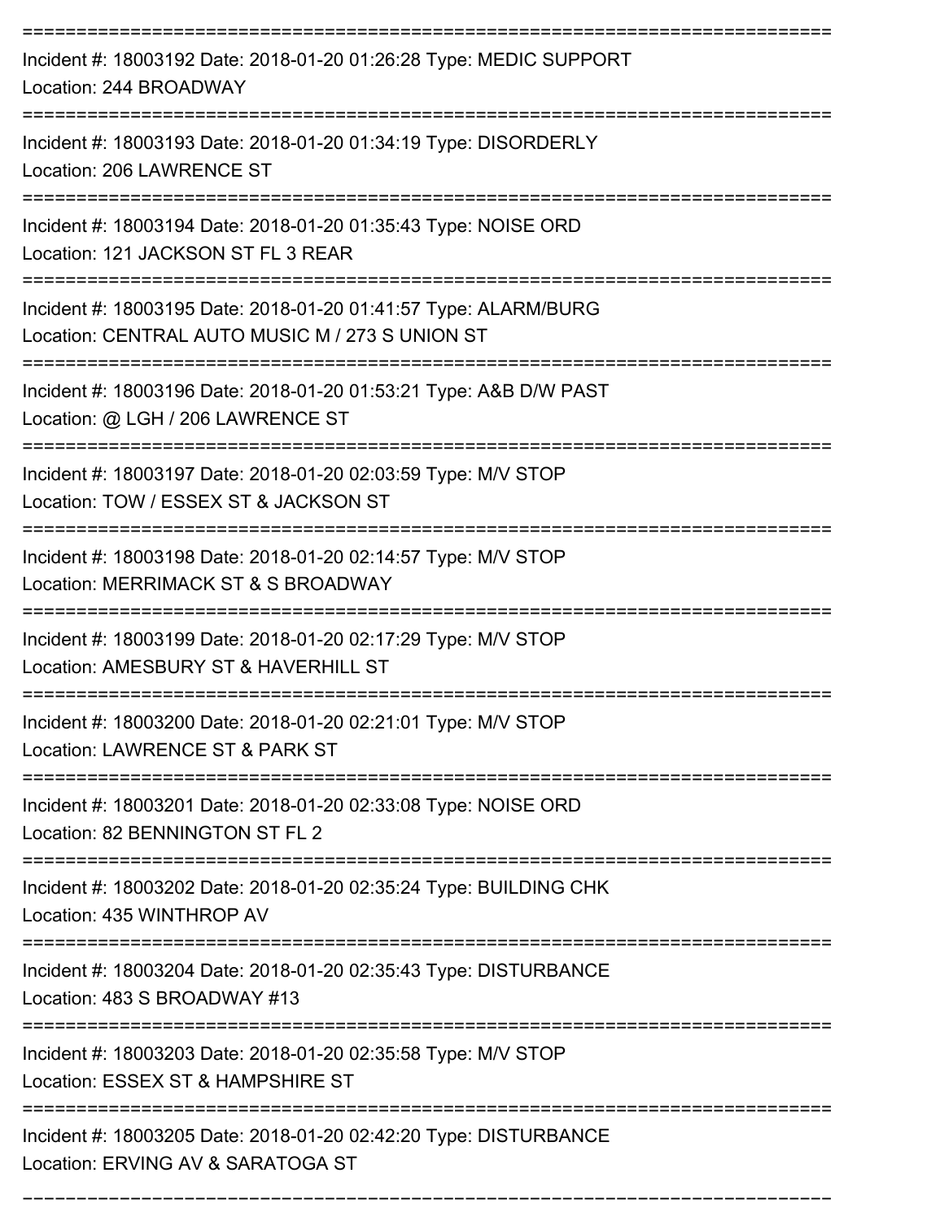Incident #: 18003192 Date: 2018-01-20 01:26:28 Type: MEDIC SUPPORT
Location: 244 BROADWAY

Incident #: 18003193 Date: 2018-01-20 01:34:19 Type: DISORDERLY
Location: 206 LAWRENCE ST

Incident #: 18003194 Date: 2018-01-20 01:35:43 Type: NOISE ORD
Location: 121 JACKSON ST FL 3 REAR

Incident #: 18003195 Date: 2018-01-20 01:41:57 Type: ALARM/BURG
Location: CENTRAL AUTO MUSIC M / 273 S UNION ST

Incident #: 18003196 Date: 2018-01-20 01:53:21 Type: A&B D/W PAST
Location: @ LGH / 206 LAWRENCE ST

Incident #: 18003197 Date: 2018-01-20 02:03:59 Type: M/V STOP
Location: TOW / ESSEX ST & JACKSON ST

Incident #: 18003198 Date: 2018-01-20 02:14:57 Type: M/V STOP
Location: MERRIMACK ST & S BROADWAY

Incident #: 18003199 Date: 2018-01-20 02:17:29 Type: M/V STOP
Location: AMESBURY ST & HAVERHILL ST

Incident #: 18003200 Date: 2018-01-20 02:21:01 Type: M/V STOP
Location: LAWRENCE ST & PARK ST

Incident #: 18003201 Date: 2018-01-20 02:33:08 Type: NOISE ORD
Location: 82 BENNINGTON ST FL 2

Incident #: 18003202 Date: 2018-01-20 02:35:24 Type: BUILDING CHK
Location: 435 WINTHROP AV

Incident #: 18003204 Date: 2018-01-20 02:35:43 Type: DISTURBANCE
Location: 483 S BROADWAY #13

Incident #: 18003203 Date: 2018-01-20 02:35:58 Type: M/V STOP
Location: ESSEX ST & HAMPSHIRE ST

Incident #: 18003205 Date: 2018-01-20 02:42:20 Type: DISTURBANCE
Location: ERVING AV & SARATOGA ST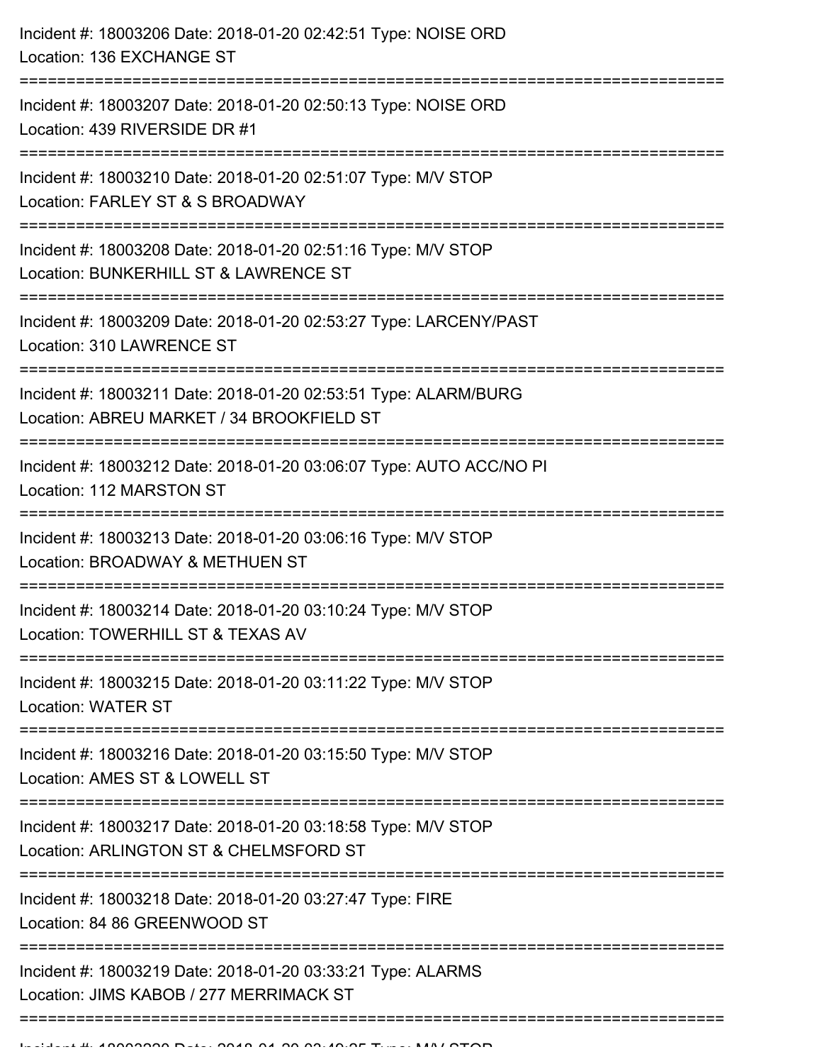Incident #: 18003206 Date: 2018-01-20 02:42:51 Type: NOISE ORD
Location: 136 EXCHANGE ST

===========================================================================

Incident #: 18003207 Date: 2018-01-20 02:50:13 Type: NOISE ORD
Location: 439 RIVERSIDE DR #1

===========================================================================

Incident #: 18003210 Date: 2018-01-20 02:51:07 Type: M/V STOP
Location: FARLEY ST & S BROADWAY

===========================================================================

Incident #: 18003208 Date: 2018-01-20 02:51:16 Type: M/V STOP
Location: BUNKERHILL ST & LAWRENCE ST

===========================================================================

Incident #: 18003209 Date: 2018-01-20 02:53:27 Type: LARCENY/PAST
Location: 310 LAWRENCE ST

===========================================================================

Incident #: 18003211 Date: 2018-01-20 02:53:51 Type: ALARM/BURG
Location: ABREU MARKET / 34 BROOKFIELD ST

===========================================================================

Incident #: 18003212 Date: 2018-01-20 03:06:07 Type: AUTO ACC/NO PI
Location: 112 MARSTON ST

===========================================================================

Incident #: 18003213 Date: 2018-01-20 03:06:16 Type: M/V STOP
Location: BROADWAY & METHUEN ST

===========================================================================

Incident #: 18003214 Date: 2018-01-20 03:10:24 Type: M/V STOP
Location: TOWERHILL ST & TEXAS AV

===========================================================================

Incident #: 18003215 Date: 2018-01-20 03:11:22 Type: M/V STOP
Location: WATER ST

===========================================================================

Incident #: 18003216 Date: 2018-01-20 03:15:50 Type: M/V STOP
Location: AMES ST & LOWELL ST

===========================================================================

Incident #: 18003217 Date: 2018-01-20 03:18:58 Type: M/V STOP
Location: ARLINGTON ST & CHELMSFORD ST

===========================================================================

Incident #: 18003218 Date: 2018-01-20 03:27:47 Type: FIRE
Location: 84 86 GREENWOOD ST

===========================================================================

Incident #: 18003219 Date: 2018-01-20 03:33:21 Type: ALARMS
Location: JIMS KABOB / 277 MERRIMACK ST

===========================================================================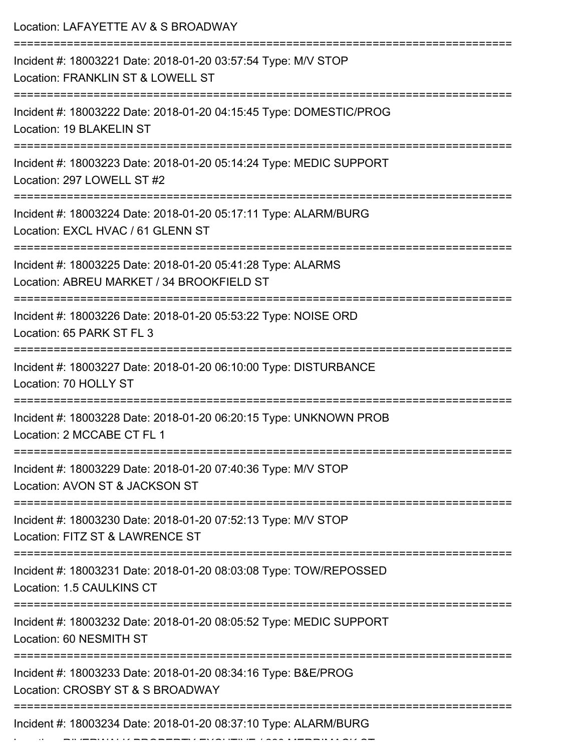Location: LAFAYETTE AV & S BROADWAY

===========================================================================

Incident #: 18003221 Date: 2018-01-20 03:57:54 Type: M/V STOP

Location: FRANKLIN ST & LOWELL ST

===========================================================================

Incident #: 18003222 Date: 2018-01-20 04:15:45 Type: DOMESTIC/PROG

Location: 19 BLAKELIN ST

===========================================================================

Incident #: 18003223 Date: 2018-01-20 05:14:24 Type: MEDIC SUPPORT

Location: 297 LOWELL ST #2

===========================================================================

Incident #: 18003224 Date: 2018-01-20 05:17:11 Type: ALARM/BURG

Location: EXCL HVAC / 61 GLENN ST

===========================================================================

Incident #: 18003225 Date: 2018-01-20 05:41:28 Type: ALARMS

Location: ABREU MARKET / 34 BROOKFIELD ST

===========================================================================

Incident #: 18003226 Date: 2018-01-20 05:53:22 Type: NOISE ORD

Location: 65 PARK ST FL 3

===========================================================================

Incident #: 18003227 Date: 2018-01-20 06:10:00 Type: DISTURBANCE

Location: 70 HOLLY ST

===========================================================================

Incident #: 18003228 Date: 2018-01-20 06:20:15 Type: UNKNOWN PROB

Location: 2 MCCABE CT FL 1

===========================================================================

Incident #: 18003229 Date: 2018-01-20 07:40:36 Type: M/V STOP

Location: AVON ST & JACKSON ST

===========================================================================

Incident #: 18003230 Date: 2018-01-20 07:52:13 Type: M/V STOP

Location: FITZ ST & LAWRENCE ST

===========================================================================

Incident #: 18003231 Date: 2018-01-20 08:03:08 Type: TOW/REPOSSED

Location: 1.5 CAULKINS CT

===========================================================================

Incident #: 18003232 Date: 2018-01-20 08:05:52 Type: MEDIC SUPPORT

Location: 60 NESMITH ST

===========================================================================

Incident #: 18003233 Date: 2018-01-20 08:34:16 Type: B&E/PROG

Location: CROSBY ST & S BROADWAY

===========================================================================

Incident #: 18003234 Date: 2018-01-20 08:37:10 Type: ALARM/BURG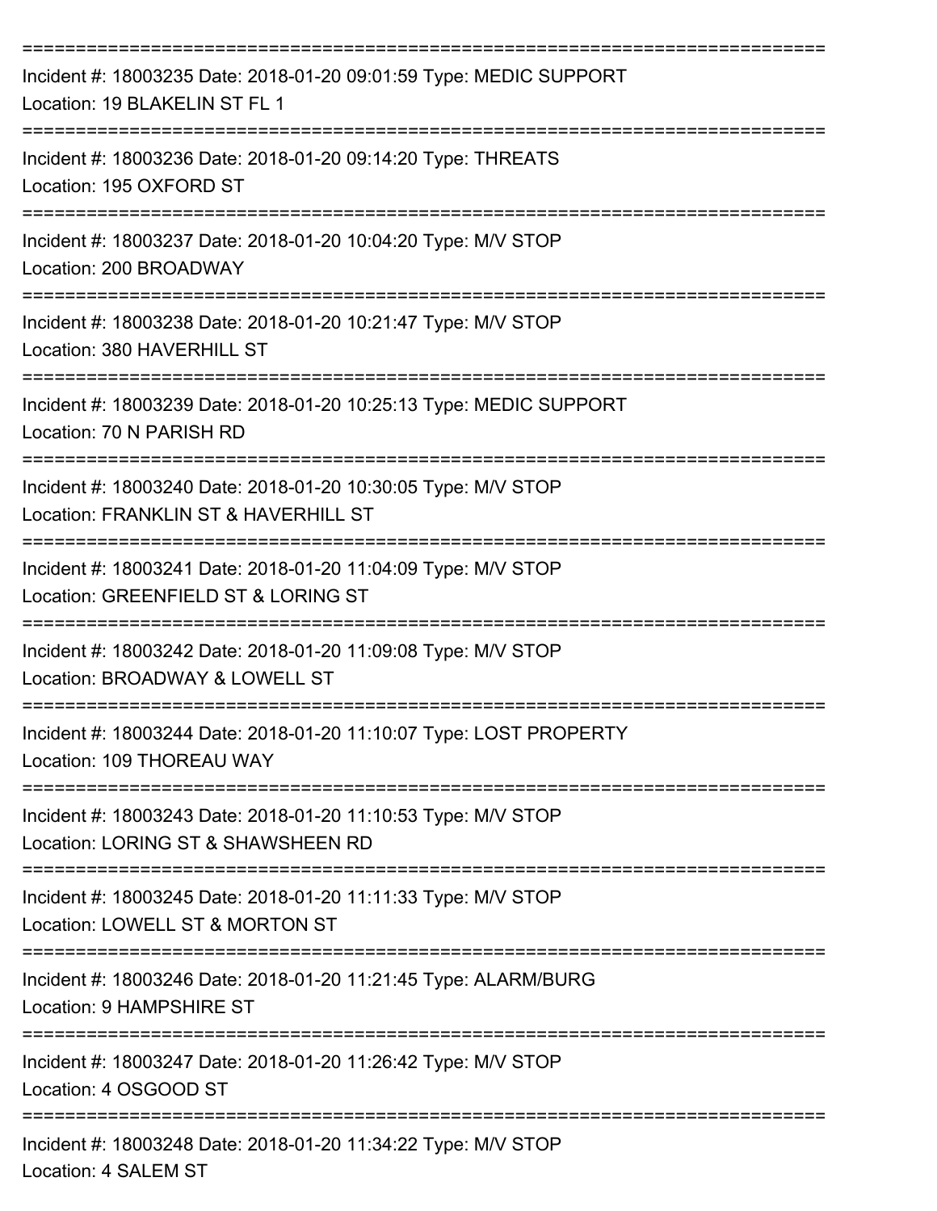===========================================================================

Incident #: 18003235 Date: 2018-01-20 09:01:59 Type: MEDIC SUPPORT
Location: 19 BLAKELIN ST FL 1

===========================================================================

Incident #: 18003236 Date: 2018-01-20 09:14:20 Type: THREATS
Location: 195 OXFORD ST

===========================================================================

Incident #: 18003237 Date: 2018-01-20 10:04:20 Type: M/V STOP
Location: 200 BROADWAY

===========================================================================

Incident #: 18003238 Date: 2018-01-20 10:21:47 Type: M/V STOP
Location: 380 HAVERHILL ST

===========================================================================

Incident #: 18003239 Date: 2018-01-20 10:25:13 Type: MEDIC SUPPORT
Location: 70 N PARISH RD

===========================================================================

Incident #: 18003240 Date: 2018-01-20 10:30:05 Type: M/V STOP
Location: FRANKLIN ST & HAVERHILL ST

===========================================================================

Incident #: 18003241 Date: 2018-01-20 11:04:09 Type: M/V STOP
Location: GREENFIELD ST & LORING ST

===========================================================================

Incident #: 18003242 Date: 2018-01-20 11:09:08 Type: M/V STOP
Location: BROADWAY & LOWELL ST

===========================================================================

Incident #: 18003244 Date: 2018-01-20 11:10:07 Type: LOST PROPERTY
Location: 109 THOREAU WAY

===========================================================================

Incident #: 18003243 Date: 2018-01-20 11:10:53 Type: M/V STOP
Location: LORING ST & SHAWSHEEN RD

===========================================================================

Incident #: 18003245 Date: 2018-01-20 11:11:33 Type: M/V STOP
Location: LOWELL ST & MORTON ST

===========================================================================

Incident #: 18003246 Date: 2018-01-20 11:21:45 Type: ALARM/BURG
Location: 9 HAMPSHIRE ST

===========================================================================

Incident #: 18003247 Date: 2018-01-20 11:26:42 Type: M/V STOP
Location: 4 OSGOOD ST

===========================================================================

Incident #: 18003248 Date: 2018-01-20 11:34:22 Type: M/V STOP
Location: 4 SALEM ST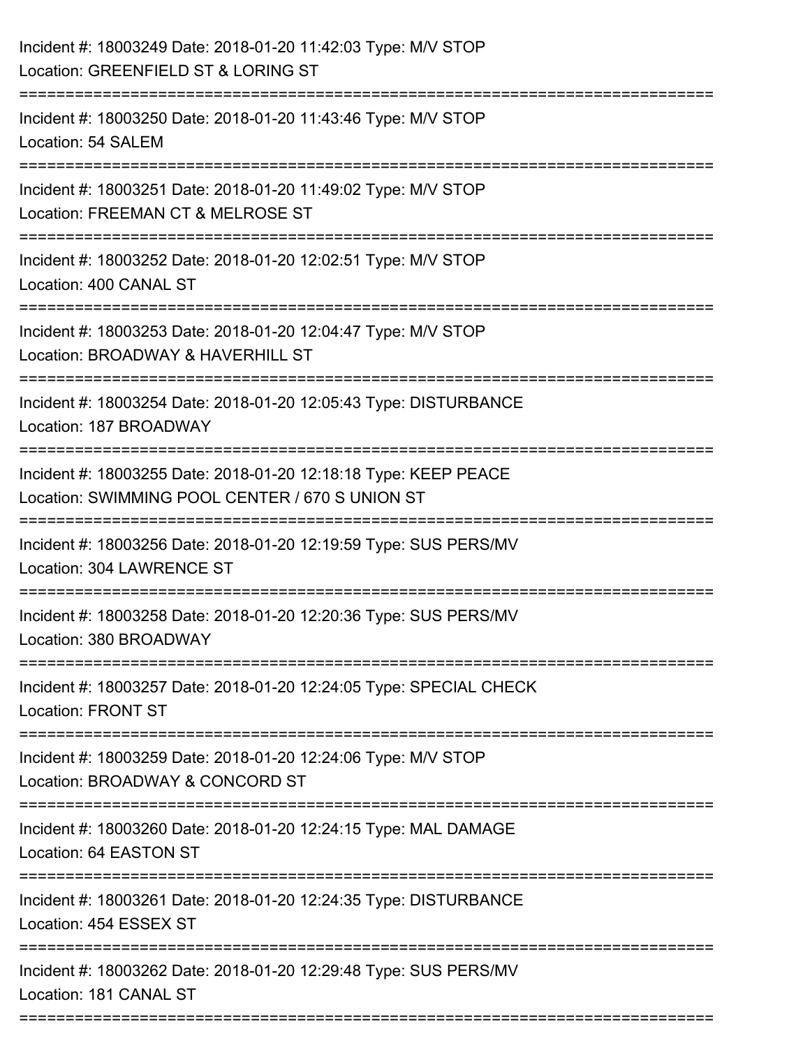Incident #: 18003249 Date: 2018-01-20 11:42:03 Type: M/V STOP
Location: GREENFIELD ST & LORING ST

===========================================================================

Incident #: 18003250 Date: 2018-01-20 11:43:46 Type: M/V STOP
Location: 54 SALEM

===========================================================================

Incident #: 18003251 Date: 2018-01-20 11:49:02 Type: M/V STOP
Location: FREEMAN CT & MELROSE ST

===========================================================================

Incident #: 18003252 Date: 2018-01-20 12:02:51 Type: M/V STOP
Location: 400 CANAL ST

===========================================================================

Incident #: 18003253 Date: 2018-01-20 12:04:47 Type: M/V STOP
Location: BROADWAY & HAVERHILL ST

===========================================================================

Incident #: 18003254 Date: 2018-01-20 12:05:43 Type: DISTURBANCE
Location: 187 BROADWAY

===========================================================================

Incident #: 18003255 Date: 2018-01-20 12:18:18 Type: KEEP PEACE
Location: SWIMMING POOL CENTER / 670 S UNION ST

===========================================================================

Incident #: 18003256 Date: 2018-01-20 12:19:59 Type: SUS PERS/MV
Location: 304 LAWRENCE ST

===========================================================================

Incident #: 18003258 Date: 2018-01-20 12:20:36 Type: SUS PERS/MV
Location: 380 BROADWAY

===========================================================================

Incident #: 18003257 Date: 2018-01-20 12:24:05 Type: SPECIAL CHECK
Location: FRONT ST

===========================================================================

Incident #: 18003259 Date: 2018-01-20 12:24:06 Type: M/V STOP
Location: BROADWAY & CONCORD ST

===========================================================================

Incident #: 18003260 Date: 2018-01-20 12:24:15 Type: MAL DAMAGE
Location: 64 EASTON ST

===========================================================================

Incident #: 18003261 Date: 2018-01-20 12:24:35 Type: DISTURBANCE
Location: 454 ESSEX ST

===========================================================================

Incident #: 18003262 Date: 2018-01-20 12:29:48 Type: SUS PERS/MV
Location: 181 CANAL ST

===========================================================================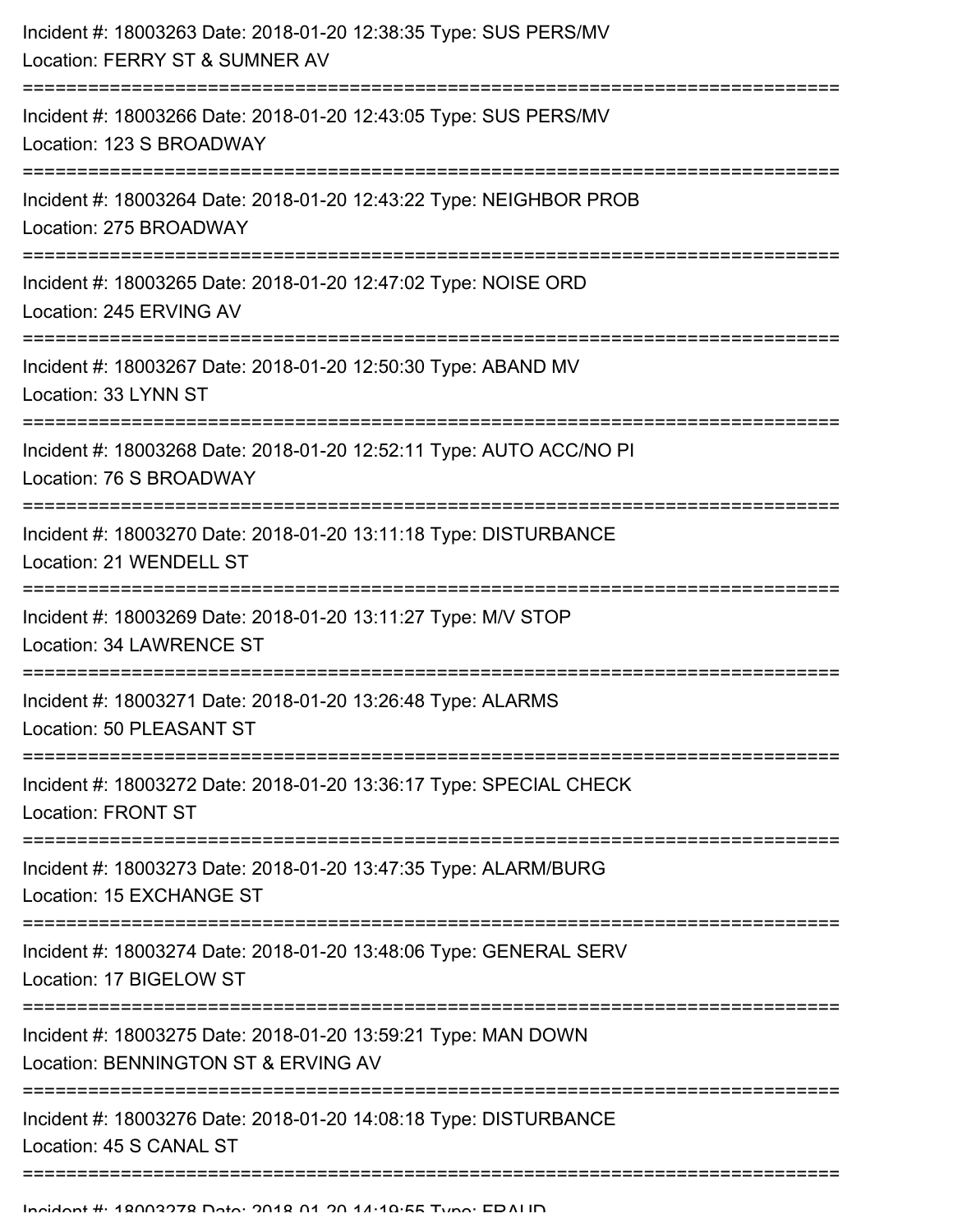Incident #: 18003263 Date: 2018-01-20 12:38:35 Type: SUS PERS/MV
Location: FERRY ST & SUMNER AV

===========================================================================

Incident #: 18003266 Date: 2018-01-20 12:43:05 Type: SUS PERS/MV
Location: 123 S BROADWAY

===========================================================================

Incident #: 18003264 Date: 2018-01-20 12:43:22 Type: NEIGHBOR PROB
Location: 275 BROADWAY

===========================================================================

Incident #: 18003265 Date: 2018-01-20 12:47:02 Type: NOISE ORD
Location: 245 ERVING AV

===========================================================================

Incident #: 18003267 Date: 2018-01-20 12:50:30 Type: ABAND MV
Location: 33 LYNN ST

===========================================================================

Incident #: 18003268 Date: 2018-01-20 12:52:11 Type: AUTO ACC/NO PI
Location: 76 S BROADWAY

===========================================================================

Incident #: 18003270 Date: 2018-01-20 13:11:18 Type: DISTURBANCE
Location: 21 WENDELL ST

===========================================================================

Incident #: 18003269 Date: 2018-01-20 13:11:27 Type: M/V STOP
Location: 34 LAWRENCE ST

===========================================================================

Incident #: 18003271 Date: 2018-01-20 13:26:48 Type: ALARMS
Location: 50 PLEASANT ST

===========================================================================

Incident #: 18003272 Date: 2018-01-20 13:36:17 Type: SPECIAL CHECK
Location: FRONT ST

===========================================================================

Incident #: 18003273 Date: 2018-01-20 13:47:35 Type: ALARM/BURG
Location: 15 EXCHANGE ST

===========================================================================

Incident #: 18003274 Date: 2018-01-20 13:48:06 Type: GENERAL SERV
Location: 17 BIGELOW ST

===========================================================================

Incident #: 18003275 Date: 2018-01-20 13:59:21 Type: MAN DOWN
Location: BENNINGTON ST & ERVING AV

===========================================================================

Incident #: 18003276 Date: 2018-01-20 14:08:18 Type: DISTURBANCE
Location: 45 S CANAL ST

===========================================================================

Incident #: 18003278 Date: 2018-01-20 14:19:55 Type: FRAUD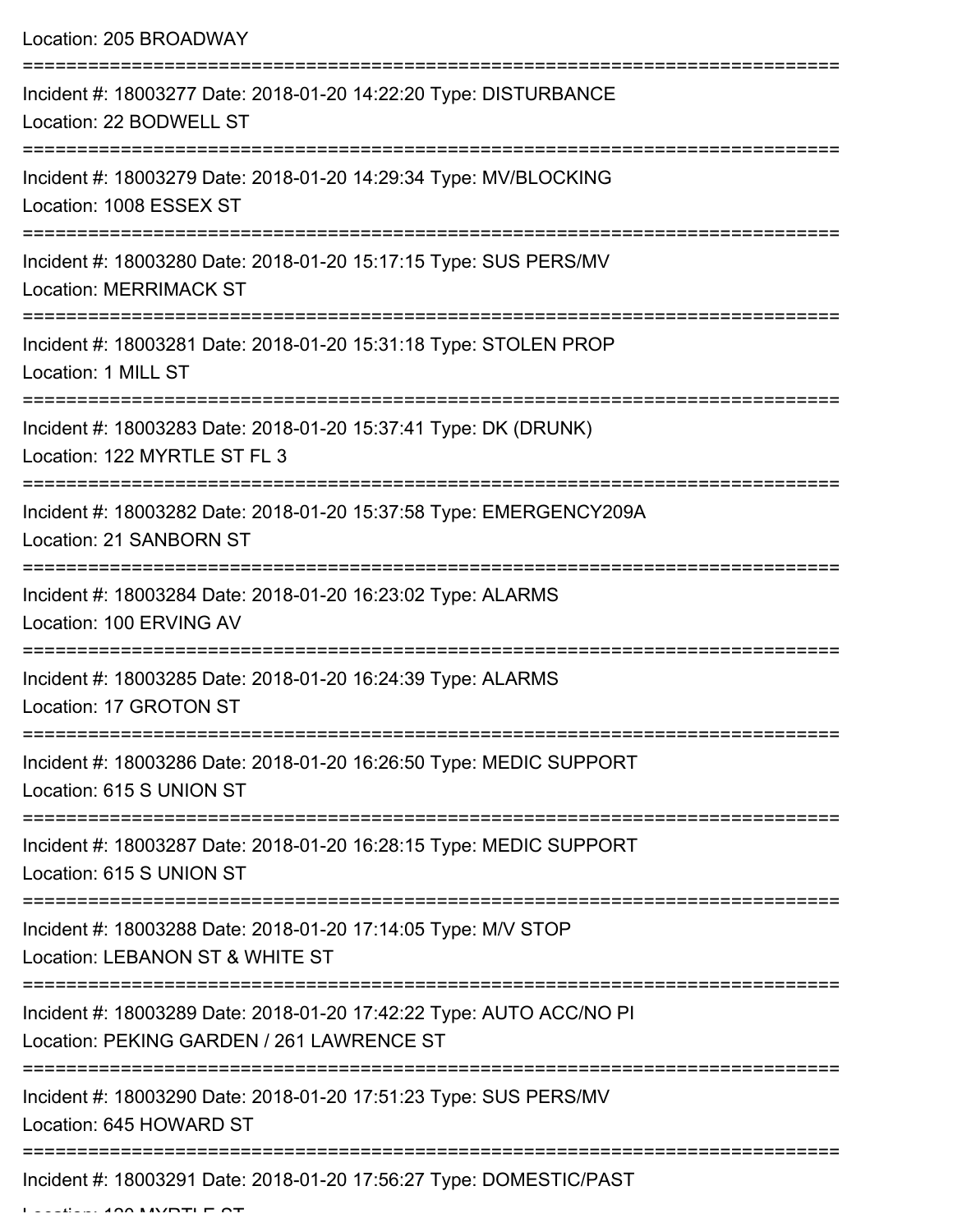Location: 205 BROADWAY

===========================================================================

Incident #: 18003277 Date: 2018-01-20 14:22:20 Type: DISTURBANCE

Location: 22 BODWELL ST

===========================================================================

Incident #: 18003279 Date: 2018-01-20 14:29:34 Type: MV/BLOCKING

Location: 1008 ESSEX ST

===========================================================================

Incident #: 18003280 Date: 2018-01-20 15:17:15 Type: SUS PERS/MV

Location: MERRIMACK ST

===========================================================================

Incident #: 18003281 Date: 2018-01-20 15:31:18 Type: STOLEN PROP

Location: 1 MILL ST

===========================================================================

Incident #: 18003283 Date: 2018-01-20 15:37:41 Type: DK (DRUNK)

Location: 122 MYRTLE ST FL 3

===========================================================================

Incident #: 18003282 Date: 2018-01-20 15:37:58 Type: EMERGENCY209A

Location: 21 SANBORN ST

===========================================================================

Incident #: 18003284 Date: 2018-01-20 16:23:02 Type: ALARMS

Location: 100 ERVING AV

===========================================================================

Incident #: 18003285 Date: 2018-01-20 16:24:39 Type: ALARMS

Location: 17 GROTON ST

===========================================================================

Incident #: 18003286 Date: 2018-01-20 16:26:50 Type: MEDIC SUPPORT

Location: 615 S UNION ST

===========================================================================

Incident #: 18003287 Date: 2018-01-20 16:28:15 Type: MEDIC SUPPORT

Location: 615 S UNION ST

===========================================================================

Incident #: 18003288 Date: 2018-01-20 17:14:05 Type: M/V STOP

Location: LEBANON ST & WHITE ST

===========================================================================

Incident #: 18003289 Date: 2018-01-20 17:42:22 Type: AUTO ACC/NO PI

Location: PEKING GARDEN / 261 LAWRENCE ST

===========================================================================

Incident #: 18003290 Date: 2018-01-20 17:51:23 Type: SUS PERS/MV

Location: 645 HOWARD ST

===========================================================================

Incident #: 18003291 Date: 2018-01-20 17:56:27 Type: DOMESTIC/PAST

Location: 120 MYRTLE ST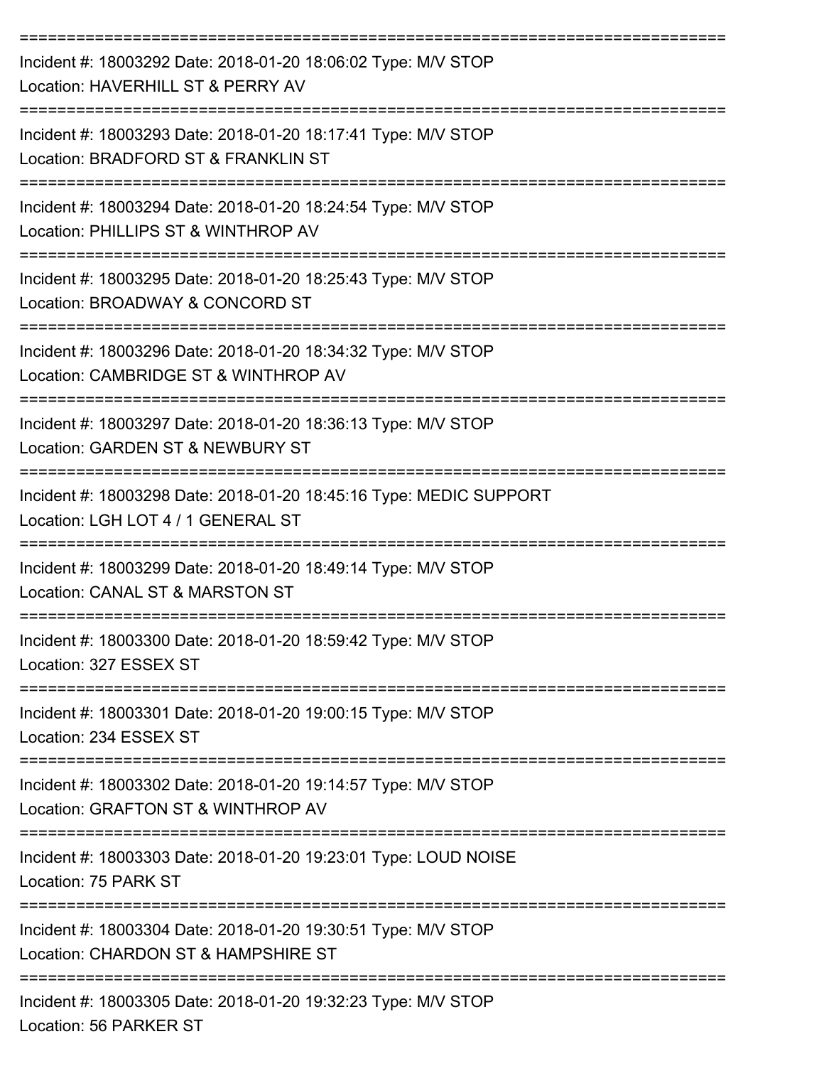===========================================================================

Incident #: 18003292 Date: 2018-01-20 18:06:02 Type: M/V STOP
Location: HAVERHILL ST & PERRY AV

===========================================================================

Incident #: 18003293 Date: 2018-01-20 18:17:41 Type: M/V STOP
Location: BRADFORD ST & FRANKLIN ST

===========================================================================

Incident #: 18003294 Date: 2018-01-20 18:24:54 Type: M/V STOP
Location: PHILLIPS ST & WINTHROP AV

===========================================================================

Incident #: 18003295 Date: 2018-01-20 18:25:43 Type: M/V STOP
Location: BROADWAY & CONCORD ST

===========================================================================

Incident #: 18003296 Date: 2018-01-20 18:34:32 Type: M/V STOP
Location: CAMBRIDGE ST & WINTHROP AV

===========================================================================

Incident #: 18003297 Date: 2018-01-20 18:36:13 Type: M/V STOP
Location: GARDEN ST & NEWBURY ST

===========================================================================

Incident #: 18003298 Date: 2018-01-20 18:45:16 Type: MEDIC SUPPORT
Location: LGH LOT 4 / 1 GENERAL ST

===========================================================================

Incident #: 18003299 Date: 2018-01-20 18:49:14 Type: M/V STOP
Location: CANAL ST & MARSTON ST

===========================================================================

Incident #: 18003300 Date: 2018-01-20 18:59:42 Type: M/V STOP
Location: 327 ESSEX ST

===========================================================================

Incident #: 18003301 Date: 2018-01-20 19:00:15 Type: M/V STOP
Location: 234 ESSEX ST

===========================================================================

Incident #: 18003302 Date: 2018-01-20 19:14:57 Type: M/V STOP
Location: GRAFTON ST & WINTHROP AV

===========================================================================

Incident #: 18003303 Date: 2018-01-20 19:23:01 Type: LOUD NOISE
Location: 75 PARK ST

===========================================================================

Incident #: 18003304 Date: 2018-01-20 19:30:51 Type: M/V STOP
Location: CHARDON ST & HAMPSHIRE ST

===========================================================================

Incident #: 18003305 Date: 2018-01-20 19:32:23 Type: M/V STOP
Location: 56 PARKER ST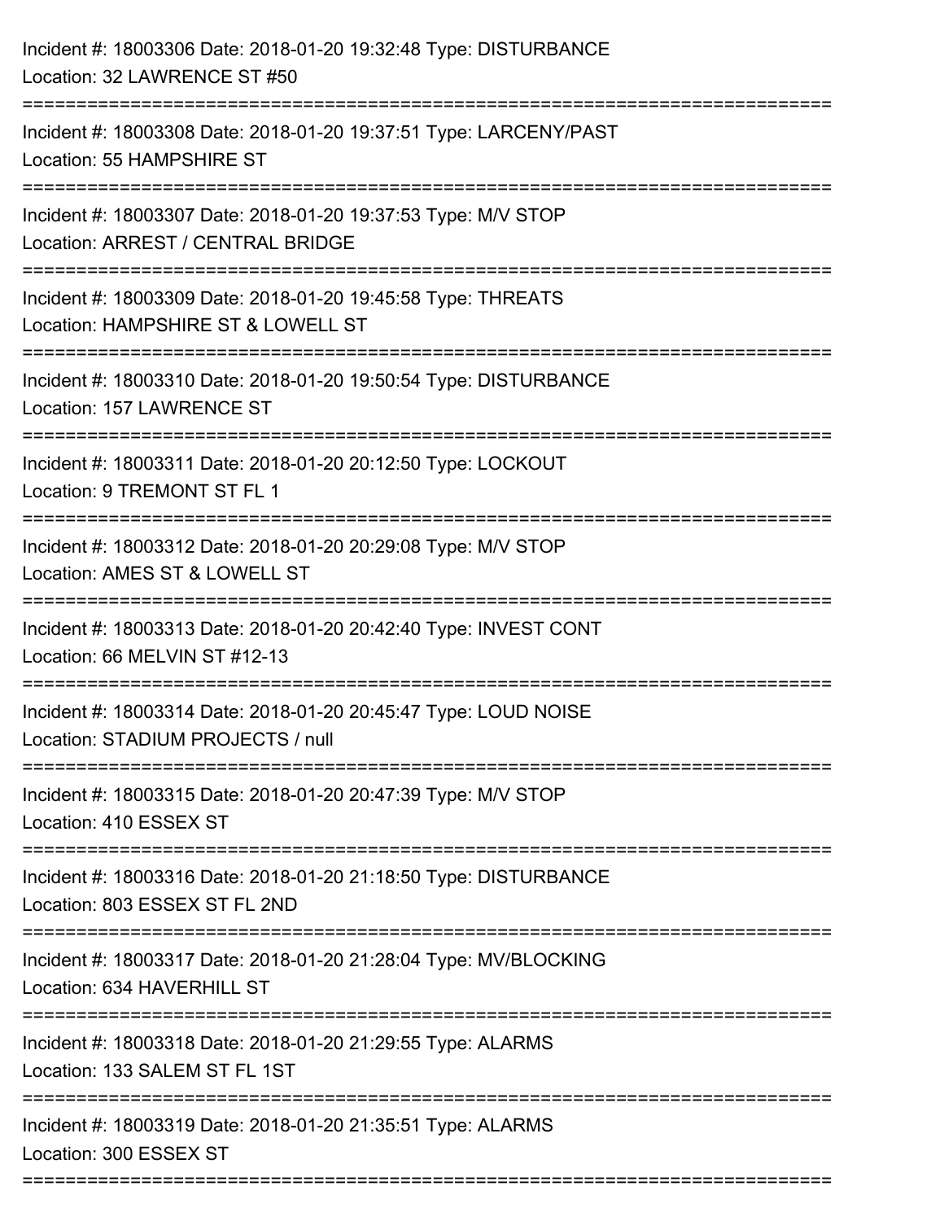Incident #: 18003306 Date: 2018-01-20 19:32:48 Type: DISTURBANCE
Location: 32 LAWRENCE ST #50

===========================================================================

Incident #: 18003308 Date: 2018-01-20 19:37:51 Type: LARCENY/PAST
Location: 55 HAMPSHIRE ST

===========================================================================

Incident #: 18003307 Date: 2018-01-20 19:37:53 Type: M/V STOP
Location: ARREST / CENTRAL BRIDGE

===========================================================================

Incident #: 18003309 Date: 2018-01-20 19:45:58 Type: THREATS
Location: HAMPSHIRE ST & LOWELL ST

===========================================================================

Incident #: 18003310 Date: 2018-01-20 19:50:54 Type: DISTURBANCE
Location: 157 LAWRENCE ST

===========================================================================

Incident #: 18003311 Date: 2018-01-20 20:12:50 Type: LOCKOUT
Location: 9 TREMONT ST FL 1

===========================================================================

Incident #: 18003312 Date: 2018-01-20 20:29:08 Type: M/V STOP
Location: AMES ST & LOWELL ST

===========================================================================

Incident #: 18003313 Date: 2018-01-20 20:42:40 Type: INVEST CONT
Location: 66 MELVIN ST #12-13

===========================================================================

Incident #: 18003314 Date: 2018-01-20 20:45:47 Type: LOUD NOISE
Location: STADIUM PROJECTS / null

===========================================================================

Incident #: 18003315 Date: 2018-01-20 20:47:39 Type: M/V STOP
Location: 410 ESSEX ST

===========================================================================

Incident #: 18003316 Date: 2018-01-20 21:18:50 Type: DISTURBANCE
Location: 803 ESSEX ST FL 2ND

===========================================================================

Incident #: 18003317 Date: 2018-01-20 21:28:04 Type: MV/BLOCKING
Location: 634 HAVERHILL ST

===========================================================================

Incident #: 18003318 Date: 2018-01-20 21:29:55 Type: ALARMS
Location: 133 SALEM ST FL 1ST

===========================================================================

Incident #: 18003319 Date: 2018-01-20 21:35:51 Type: ALARMS
Location: 300 ESSEX ST

===========================================================================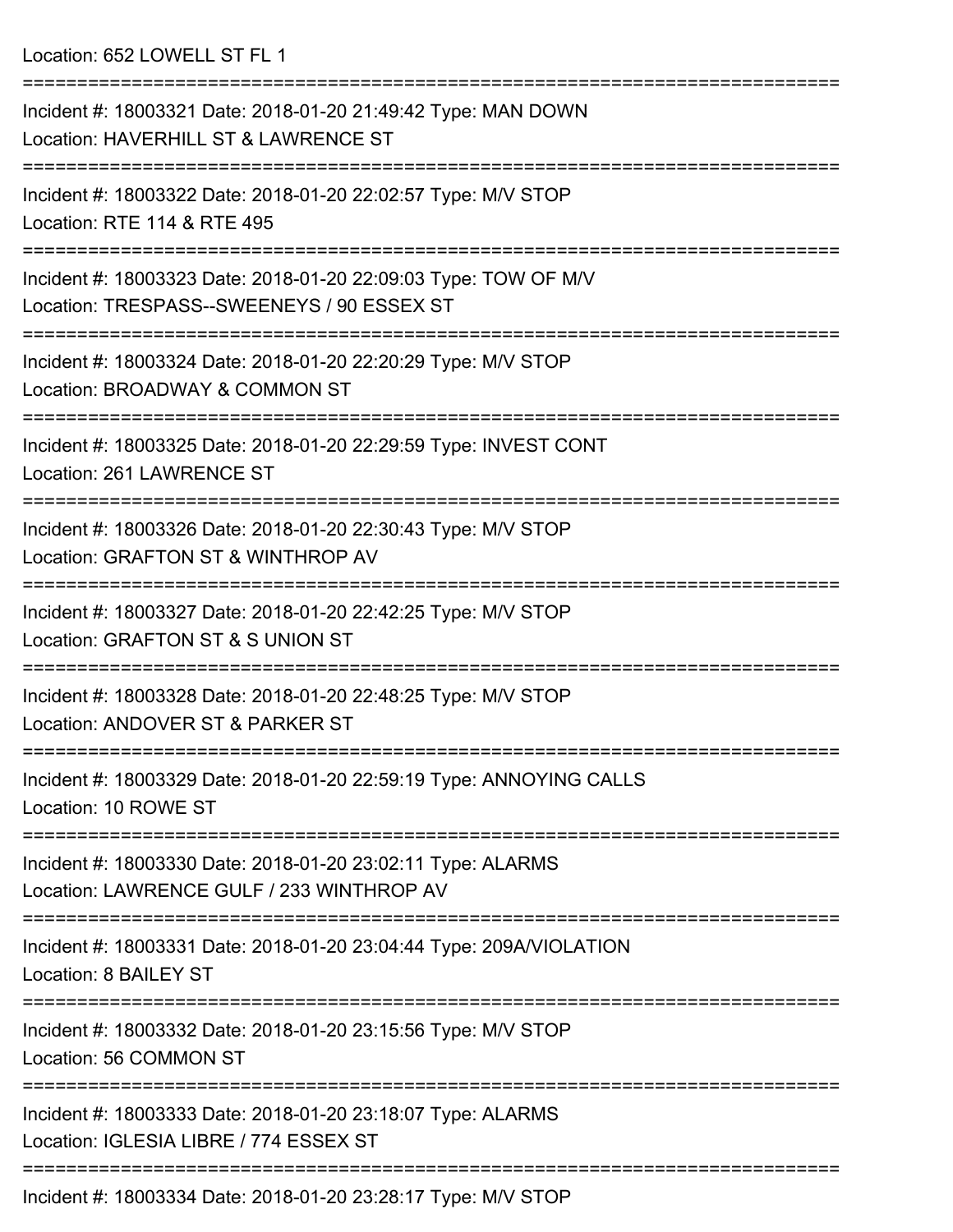Location: 652 LOWELL ST FL 1

===========================================================================

Incident #: 18003321 Date: 2018-01-20 21:49:42 Type: MAN DOWN
Location: HAVERHILL ST & LAWRENCE ST

===========================================================================

Incident #: 18003322 Date: 2018-01-20 22:02:57 Type: M/V STOP
Location: RTE 114 & RTE 495

===========================================================================

Incident #: 18003323 Date: 2018-01-20 22:09:03 Type: TOW OF M/V
Location: TRESPASS--SWEENEYS / 90 ESSEX ST

===========================================================================

Incident #: 18003324 Date: 2018-01-20 22:20:29 Type: M/V STOP
Location: BROADWAY & COMMON ST

===========================================================================

Incident #: 18003325 Date: 2018-01-20 22:29:59 Type: INVEST CONT
Location: 261 LAWRENCE ST

===========================================================================

Incident #: 18003326 Date: 2018-01-20 22:30:43 Type: M/V STOP
Location: GRAFTON ST & WINTHROP AV

===========================================================================

Incident #: 18003327 Date: 2018-01-20 22:42:25 Type: M/V STOP
Location: GRAFTON ST & S UNION ST

===========================================================================

Incident #: 18003328 Date: 2018-01-20 22:48:25 Type: M/V STOP
Location: ANDOVER ST & PARKER ST

===========================================================================

Incident #: 18003329 Date: 2018-01-20 22:59:19 Type: ANNOYING CALLS
Location: 10 ROWE ST

===========================================================================

Incident #: 18003330 Date: 2018-01-20 23:02:11 Type: ALARMS
Location: LAWRENCE GULF / 233 WINTHROP AV

===========================================================================

Incident #: 18003331 Date: 2018-01-20 23:04:44 Type: 209A/VIOLATION
Location: 8 BAILEY ST

===========================================================================

Incident #: 18003332 Date: 2018-01-20 23:15:56 Type: M/V STOP
Location: 56 COMMON ST

===========================================================================

Incident #: 18003333 Date: 2018-01-20 23:18:07 Type: ALARMS
Location: IGLESIA LIBRE / 774 ESSEX ST

===========================================================================

Incident #: 18003334 Date: 2018-01-20 23:28:17 Type: M/V STOP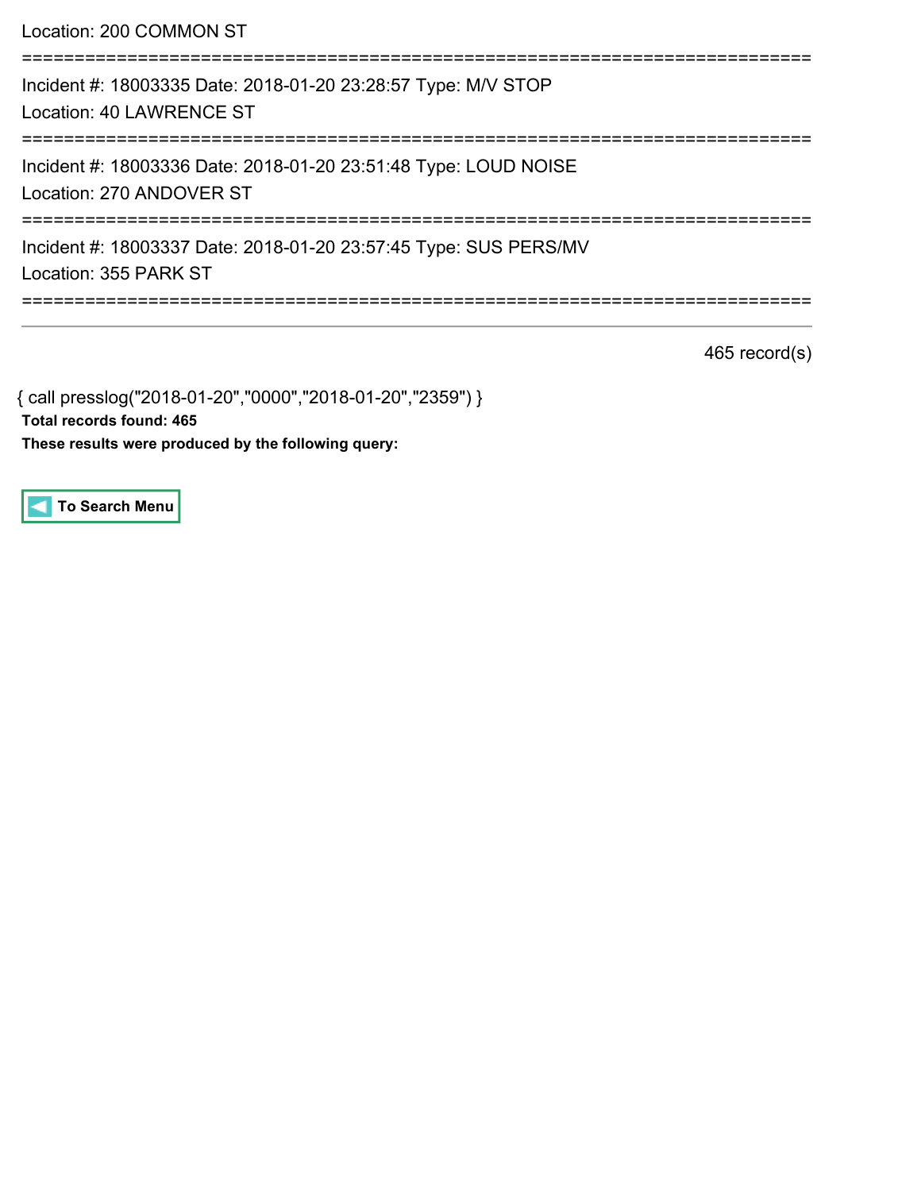Location: 200 COMMON ST

===========================================================================

Incident #: 18003335 Date: 2018-01-20 23:28:57 Type: M/V STOP

Location: 40 LAWRENCE ST

===========================================================================

Incident #: 18003336 Date: 2018-01-20 23:51:48 Type: LOUD NOISE

Location: 270 ANDOVER ST

===========================================================================

Incident #: 18003337 Date: 2018-01-20 23:57:45 Type: SUS PERS/MV

Location: 355 PARK ST

===========================================================================

465 record(s)

{ call presslog("2018-01-20","0000","2018-01-20","2359") }

**Total records found: 465**

**These results were produced by the following query:**

**To Search Menu**